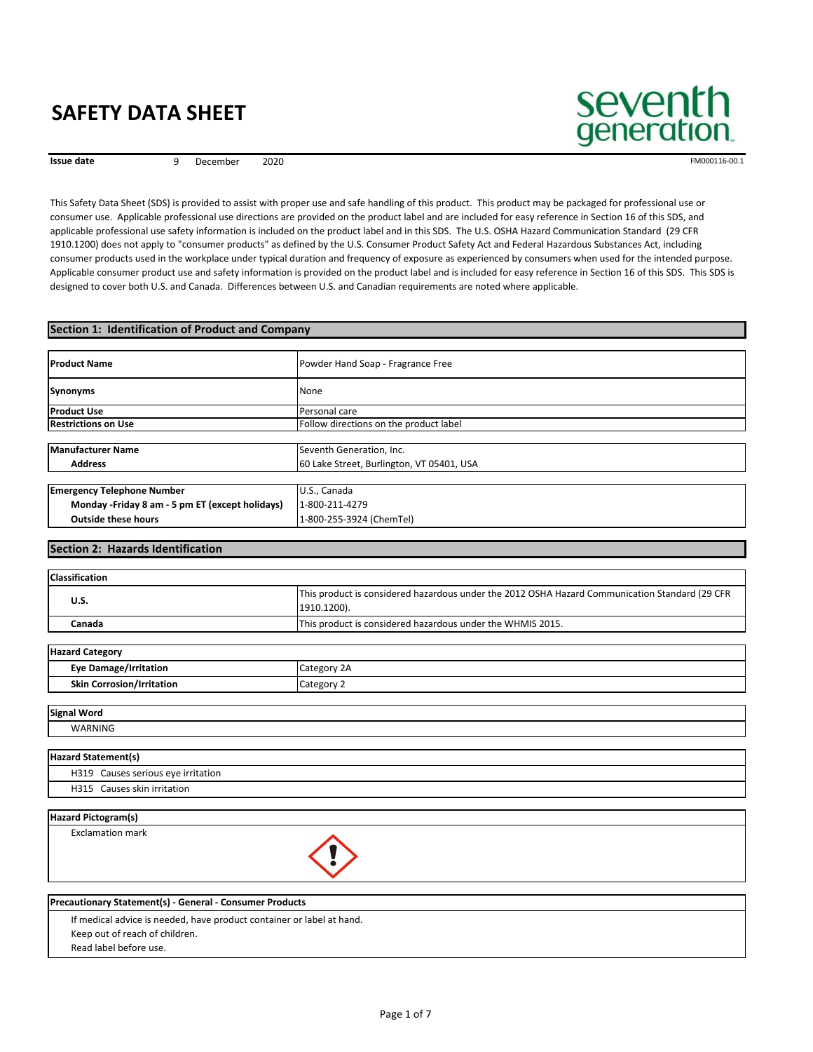# SAFETY DATA SHEET

**Issue date** 9 December 2020

FM000116-00.1

This Safety Data Sheet (SDS) is provided to assist with proper use and safe handling of this product. This product may be packaged for professional use or consumer use. Applicable professional use directions are provided on the product label and are included for easy reference in Section 16 of this SDS, and applicable professional use safety information is included on the product label and in this SDS. The U.S. OSHA Hazard Communication Standard (29 CFR 1910.1200) does not apply to "consumer products" as defined by the U.S. Consumer Product Safety Act and Federal Hazardous Substances Act, including consumer products used in the workplace under typical duration and frequency of exposure as experienced by consumers when used for the intended purpose. Applicable consumer product use and safety information is provided on the product label and is included for easy reference in Section 16 of this SDS. This SDS is designed to cover both U.S. and Canada. Differences between U.S. and Canadian requirements are noted where applicable.

## Section 1: Identification of Product and Company

| | |
|---|---|
| **Product Name** | Powder Hand Soap - Fragrance Free |
| **Synonyms** | None |
| **Product Use** | Personal care |
| **Restrictions on Use** | Follow directions on the product label |

| | |
|---|---|
| **Manufacturer Name** | Seventh Generation, Inc. |
| **Address** | 60 Lake Street, Burlington, VT 05401, USA |

| | |
|---|---|
| **Emergency Telephone Number** | U.S., Canada |
| **Monday -Friday 8 am - 5 pm ET (except holidays)** | 1-800-211-4279 |
| **Outside these hours** | 1-800-255-3924 (ChemTel) |

## Section 2: Hazards Identification

| **Classification** | |
|---|---|
| **U.S.** | This product is considered hazardous under the 2012 OSHA Hazard Communication Standard (29 CFR 1910.1200). |
| **Canada** | This product is considered hazardous under the WHMIS 2015. |

| **Hazard Category** | |
|---|---|
| **Eye Damage/Irritation** | Category 2A |
| **Skin Corrosion/Irritation** | Category 2 |

**Signal Word**

WARNING

**Hazard Statement(s)**

H319 Causes serious eye irritation

H315 Causes skin irritation

**Hazard Pictogram(s)**

Exclamation mark

**Precautionary Statement(s) - General - Consumer Products**

If medical advice is needed, have product container or label at hand.

Keep out of reach of children.

Read label before use.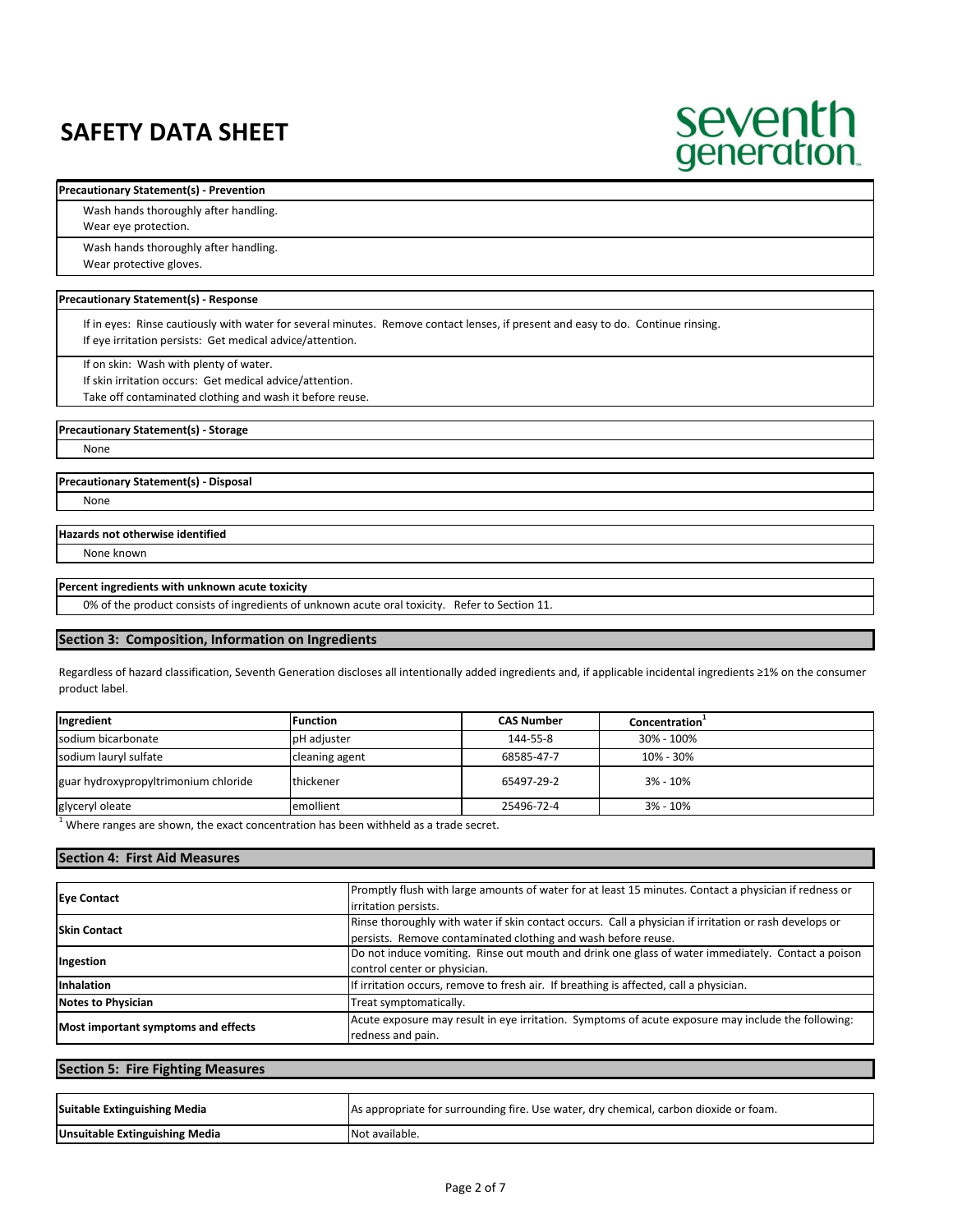# SAFETY DATA SHEET

**seventh generation**

**Precautionary Statement(s) - Prevention**

Wash hands thoroughly after handling.
Wear eye protection.

Wash hands thoroughly after handling.
Wear protective gloves.

**Precautionary Statement(s) - Response**

If in eyes: Rinse cautiously with water for several minutes. Remove contact lenses, if present and easy to do. Continue rinsing.
If eye irritation persists: Get medical advice/attention.

If on skin: Wash with plenty of water.
If skin irritation occurs: Get medical advice/attention.
Take off contaminated clothing and wash it before reuse.

**Precautionary Statement(s) - Storage**

None

**Precautionary Statement(s) - Disposal**

None

**Hazards not otherwise identified**

None known

**Percent ingredients with unknown acute toxicity**

0% of the product consists of ingredients of unknown acute oral toxicity. Refer to Section 11.

## Section 3: Composition, Information on Ingredients

Regardless of hazard classification, Seventh Generation discloses all intentionally added ingredients and, if applicable incidental ingredients ≥1% on the consumer product label.

| Ingredient | Function | CAS Number | Concentration[1] |
|---|---|---|---|
| sodium bicarbonate | pH adjuster | 144-55-8 | 30% - 100% |
| sodium lauryl sulfate | cleaning agent | 68585-47-7 | 10% - 30% |
| guar hydroxypropyltrimonium chloride | thickener | 65497-29-2 | 3% - 10% |
| glyceryl oleate | emollient | 25496-72-4 | 3% - 10% |

[1] Where ranges are shown, the exact concentration has been withheld as a trade secret.

## Section 4: First Aid Measures

| | |
|---|---|
| **Eye Contact** | Promptly flush with large amounts of water for at least 15 minutes. Contact a physician if redness or irritation persists. |
| **Skin Contact** | Rinse thoroughly with water if skin contact occurs. Call a physician if irritation or rash develops or persists. Remove contaminated clothing and wash before reuse. |
| **Ingestion** | Do not induce vomiting. Rinse out mouth and drink one glass of water immediately. Contact a poison control center or physician. |
| **Inhalation** | If irritation occurs, remove to fresh air. If breathing is affected, call a physician. |
| **Notes to Physician** | Treat symptomatically. |
| **Most important symptoms and effects** | Acute exposure may result in eye irritation. Symptoms of acute exposure may include the following: redness and pain. |

## Section 5: Fire Fighting Measures

| | |
|---|---|
| **Suitable Extinguishing Media** | As appropriate for surrounding fire. Use water, dry chemical, carbon dioxide or foam. |
| **Unsuitable Extinguishing Media** | Not available. |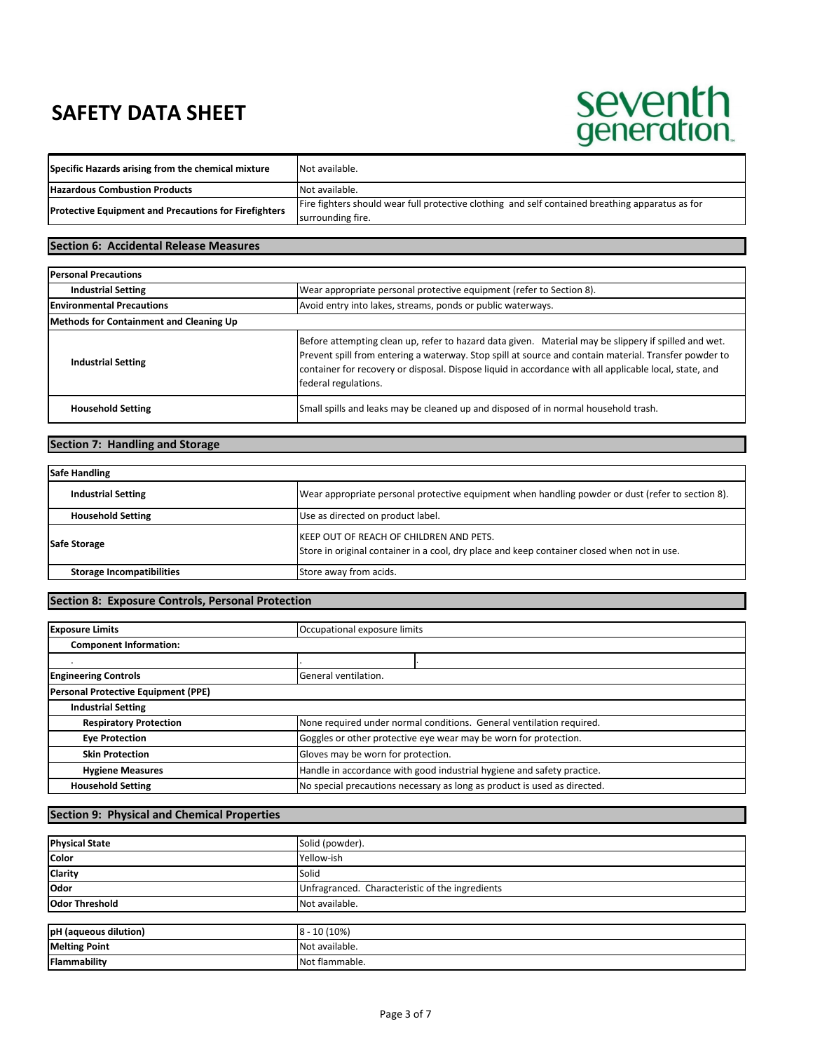# SAFETY DATA SHEET

seventh generation

| | |
|---|---|
| **Specific Hazards arising from the chemical mixture** | Not available. |
| **Hazardous Combustion Products** | Not available. |
| **Protective Equipment and Precautions for Firefighters** | Fire fighters should wear full protective clothing and self contained breathing apparatus as for surrounding fire. |

## Section 6: Accidental Release Measures

| | |
|---|---|
| **Personal Precautions** | |
| **Industrial Setting** | Wear appropriate personal protective equipment (refer to Section 8). |
| **Environmental Precautions** | Avoid entry into lakes, streams, ponds or public waterways. |
| **Methods for Containment and Cleaning Up** | |
| **Industrial Setting** | Before attempting clean up, refer to hazard data given. Material may be slippery if spilled and wet. Prevent spill from entering a waterway. Stop spill at source and contain material. Transfer powder to container for recovery or disposal. Dispose liquid in accordance with all applicable local, state, and federal regulations. |
| **Household Setting** | Small spills and leaks may be cleaned up and disposed of in normal household trash. |

## Section 7: Handling and Storage

| | |
|---|---|
| **Safe Handling** | |
| **Industrial Setting** | Wear appropriate personal protective equipment when handling powder or dust (refer to section 8). |
| **Household Setting** | Use as directed on product label. |
| **Safe Storage** | KEEP OUT OF REACH OF CHILDREN AND PETS.<br>Store in original container in a cool, dry place and keep container closed when not in use. |
| **Storage Incompatibilities** | Store away from acids. |

## Section 8: Exposure Controls, Personal Protection

| | | |
|---|---|---|
| **Exposure Limits** | Occupational exposure limits | |
| **Component Information:** | | |
| . | . | . |
| **Engineering Controls** | General ventilation. | |
| **Personal Protective Equipment (PPE)** | | |
| **Industrial Setting** | | |
| **Respiratory Protection** | None required under normal conditions. General ventilation required. | |
| **Eye Protection** | Goggles or other protective eye wear may be worn for protection. | |
| **Skin Protection** | Gloves may be worn for protection. | |
| **Hygiene Measures** | Handle in accordance with good industrial hygiene and safety practice. | |
| **Household Setting** | No special precautions necessary as long as product is used as directed. | |

## Section 9: Physical and Chemical Properties

| | |
|---|---|
| **Physical State** | Solid (powder). |
| **Color** | Yellow-ish |
| **Clarity** | Solid |
| **Odor** | Unfragranced. Characteristic of the ingredients |
| **Odor Threshold** | Not available. |
| **pH (aqueous dilution)** | 8 - 10 (10%) |
| **Melting Point** | Not available. |
| **Flammability** | Not flammable. |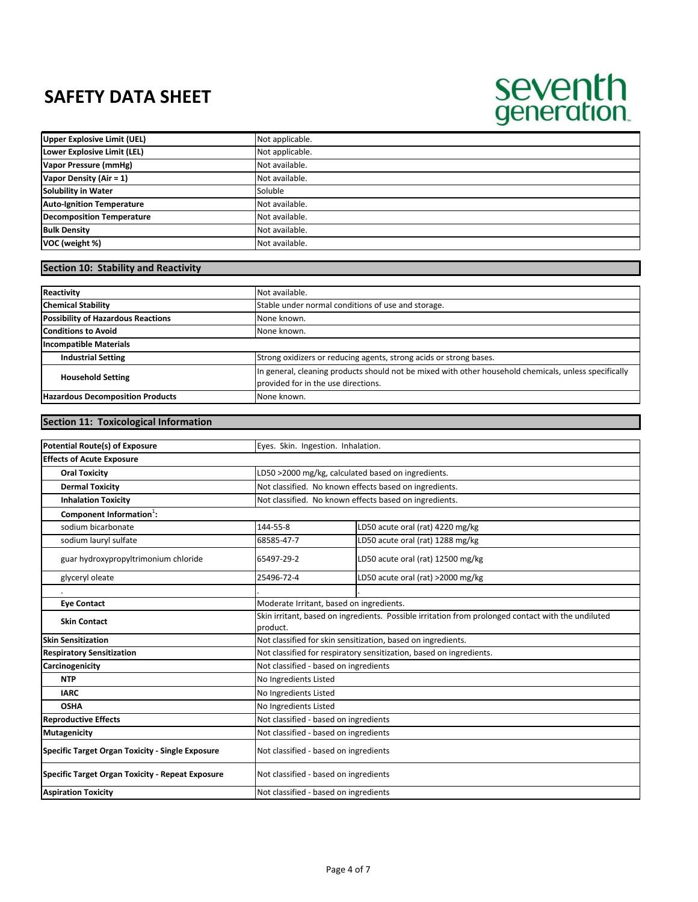# SAFETY DATA SHEET

| | |
|---|---|
| **Upper Explosive Limit (UEL)** | Not applicable. |
| **Lower Explosive Limit (LEL)** | Not applicable. |
| **Vapor Pressure (mmHg)** | Not available. |
| **Vapor Density (Air = 1)** | Not available. |
| **Solubility in Water** | Soluble |
| **Auto-Ignition Temperature** | Not available. |
| **Decomposition Temperature** | Not available. |
| **Bulk Density** | Not available. |
| **VOC (weight %)** | Not available. |

## Section 10: Stability and Reactivity

| | |
|---|---|
| **Reactivity** | Not available. |
| **Chemical Stability** | Stable under normal conditions of use and storage. |
| **Possibility of Hazardous Reactions** | None known. |
| **Conditions to Avoid** | None known. |
| **Incompatible Materials** | |
| **Industrial Setting** | Strong oxidizers or reducing agents, strong acids or strong bases. |
| **Household Setting** | In general, cleaning products should not be mixed with other household chemicals, unless specifically provided for in the use directions. |
| **Hazardous Decomposition Products** | None known. |

## Section 11: Toxicological Information

| | | |
|---|---|---|
| **Potential Route(s) of Exposure** | Eyes. Skin. Ingestion. Inhalation. | |
| **Effects of Acute Exposure** | | |
| **Oral Toxicity** | LD50 >2000 mg/kg, calculated based on ingredients. | |
| **Dermal Toxicity** | Not classified. No known effects based on ingredients. | |
| **Inhalation Toxicity** | Not classified. No known effects based on ingredients. | |
| **Component Information[1]:** | | |
| sodium bicarbonate | 144-55-8 | LD50 acute oral (rat) 4220 mg/kg |
| sodium lauryl sulfate | 68585-47-7 | LD50 acute oral (rat) 1288 mg/kg |
| guar hydroxypropyltrimonium chloride | 65497-29-2 | LD50 acute oral (rat) 12500 mg/kg |
| glyceryl oleate | 25496-72-4 | LD50 acute oral (rat) >2000 mg/kg |
| . | . | . |
| **Eye Contact** | Moderate Irritant, based on ingredients. | |
| **Skin Contact** | Skin irritant, based on ingredients. Possible irritation from prolonged contact with the undiluted product. | |
| **Skin Sensitization** | Not classified for skin sensitization, based on ingredients. | |
| **Respiratory Sensitization** | Not classified for respiratory sensitization, based on ingredients. | |
| **Carcinogenicity** | Not classified - based on ingredients | |
| **NTP** | No Ingredients Listed | |
| **IARC** | No Ingredients Listed | |
| **OSHA** | No Ingredients Listed | |
| **Reproductive Effects** | Not classified - based on ingredients | |
| **Mutagenicity** | Not classified - based on ingredients | |
| **Specific Target Organ Toxicity - Single Exposure** | Not classified - based on ingredients | |
| **Specific Target Organ Toxicity - Repeat Exposure** | Not classified - based on ingredients | |
| **Aspiration Toxicity** | Not classified - based on ingredients | |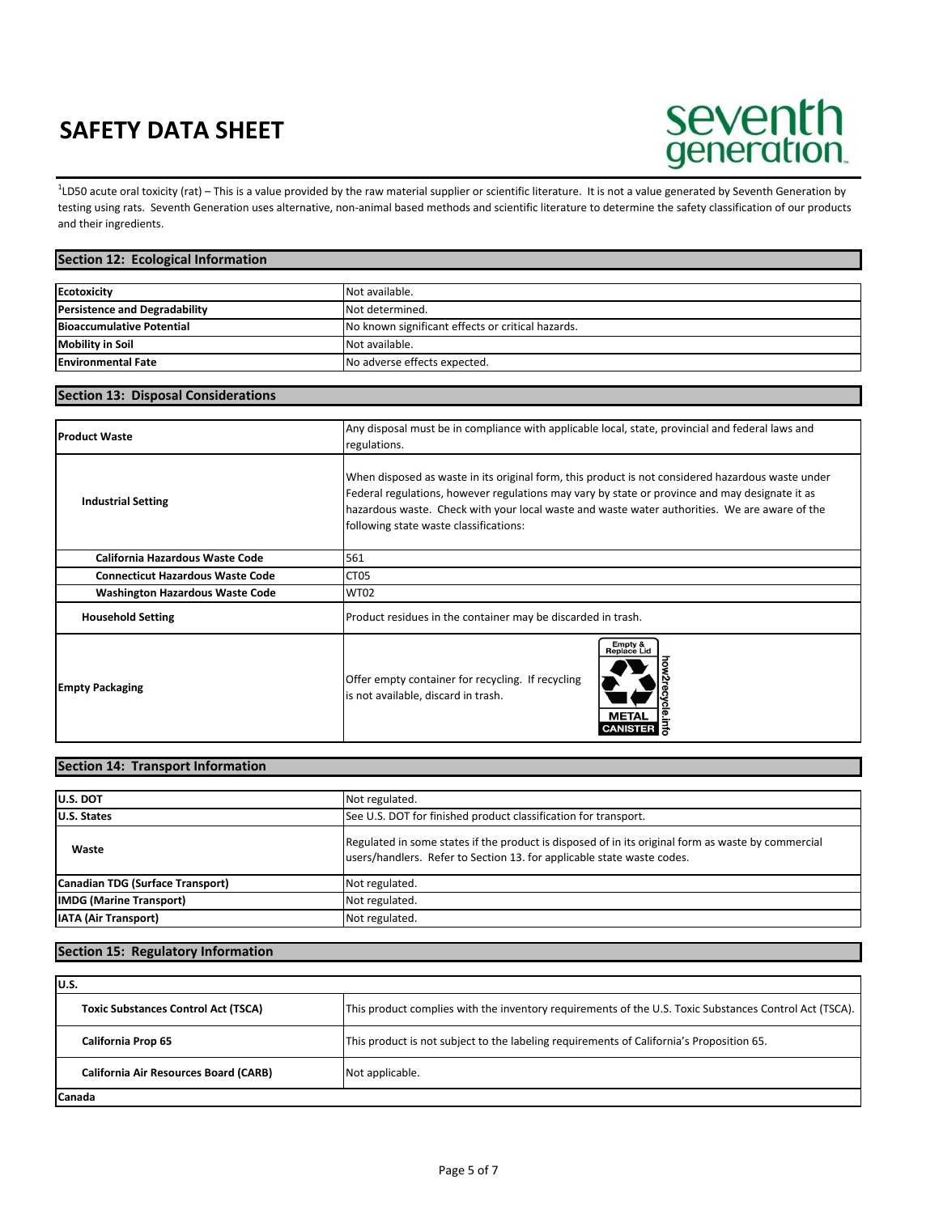[1]LD50 acute oral toxicity (rat) – This is a value provided by the raw material supplier or scientific literature. It is not a value generated by Seventh Generation by testing using rats. Seventh Generation uses alternative, non-animal based methods and scientific literature to determine the safety classification of our products and their ingredients.

## Section 12: Ecological Information

| | |
|---|---|
| **Ecotoxicity** | Not available. |
| **Persistence and Degradability** | Not determined. |
| **Bioaccumulative Potential** | No known significant effects or critical hazards. |
| **Mobility in Soil** | Not available. |
| **Environmental Fate** | No adverse effects expected. |

## Section 13: Disposal Considerations

| | |
|---|---|
| **Product Waste** | Any disposal must be in compliance with applicable local, state, provincial and federal laws and regulations. |
| **Industrial Setting** | When disposed as waste in its original form, this product is not considered hazardous waste under Federal regulations, however regulations may vary by state or province and may designate it as hazardous waste. Check with your local waste and waste water authorities. We are aware of the following state waste classifications: |
| **California Hazardous Waste Code** | 561 |
| **Connecticut Hazardous Waste Code** | CT05 |
| **Washington Hazardous Waste Code** | WT02 |
| **Household Setting** | Product residues in the container may be discarded in trash. |
| **Empty Packaging** | Offer empty container for recycling. If recycling is not available, discard in trash. Empty & Replace Lid METAL CANISTER how2recycle.info |

## Section 14: Transport Information

| | |
|---|---|
| **U.S. DOT** | Not regulated. |
| **U.S. States** | See U.S. DOT for finished product classification for transport. |
| **Waste** | Regulated in some states if the product is disposed of in its original form as waste by commercial users/handlers. Refer to Section 13. for applicable state waste codes. |
| **Canadian TDG (Surface Transport)** | Not regulated. |
| **IMDG (Marine Transport)** | Not regulated. |
| **IATA (Air Transport)** | Not regulated. |

## Section 15: Regulatory Information

| | |
|---|---|
| **U.S.** | |
| **Toxic Substances Control Act (TSCA)** | This product complies with the inventory requirements of the U.S. Toxic Substances Control Act (TSCA). |
| **California Prop 65** | This product is not subject to the labeling requirements of California's Proposition 65. |
| **California Air Resources Board (CARB)** | Not applicable. |
| **Canada** | |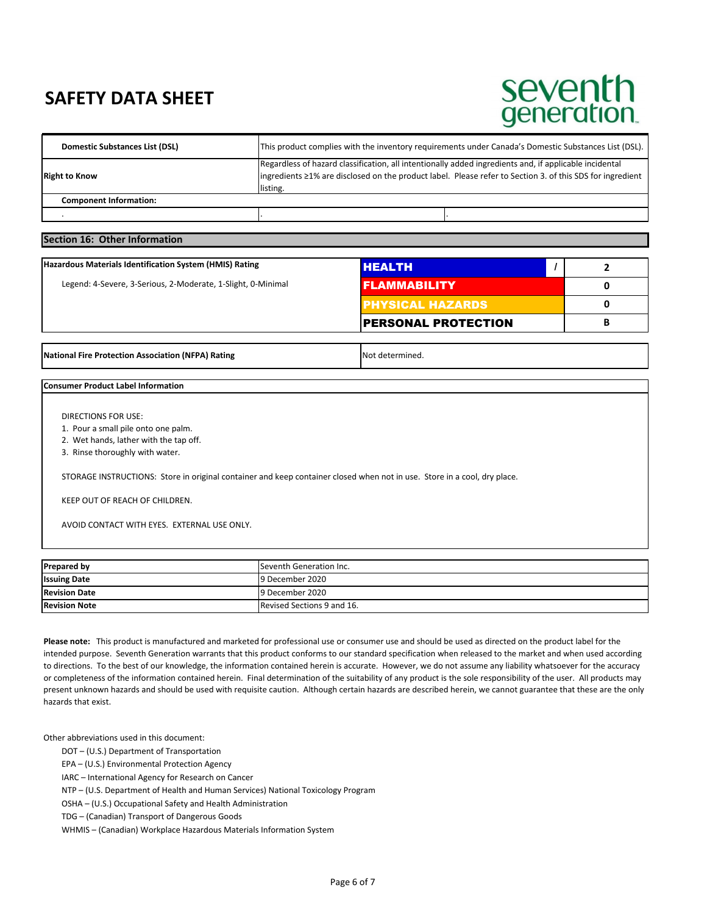# SAFETY DATA SHEET

seventh generation

| | |
|---|---|
| **Domestic Substances List (DSL)** | This product complies with the inventory requirements under Canada's Domestic Substances List (DSL). |
| **Right to Know** | Regardless of hazard classification, all intentionally added ingredients and, if applicable incidental ingredients ≥1% are disclosed on the product label. Please refer to Section 3. of this SDS for ingredient listing. |
| **Component Information:** | |

| | | |
|---|---|---|
| . | . | . |

## Section 16: Other Information

| **Hazardous Materials Identification System (HMIS) Rating** | | |
|---|---|---|
| Legend: 4-Severe, 3-Serious, 2-Moderate, 1-Slight, 0-Minimal | **HEALTH** / | **2** |
| | **FLAMMABILITY** | **0** |
| | **PHYSICAL HAZARDS** | **0** |
| | **PERSONAL PROTECTION** | **B** |

| | |
|---|---|
| **National Fire Protection Association (NFPA) Rating** | Not determined. |

**Consumer Product Label Information**

DIRECTIONS FOR USE:
1. Pour a small pile onto one palm.
2. Wet hands, lather with the tap off.
3. Rinse thoroughly with water.

STORAGE INSTRUCTIONS: Store in original container and keep container closed when not in use. Store in a cool, dry place.

KEEP OUT OF REACH OF CHILDREN.

AVOID CONTACT WITH EYES. EXTERNAL USE ONLY.

| | |
|---|---|
| **Prepared by** | Seventh Generation Inc. |
| **Issuing Date** | 9 December 2020 |
| **Revision Date** | 9 December 2020 |
| **Revision Note** | Revised Sections 9 and 16. |

**Please note:** This product is manufactured and marketed for professional use or consumer use and should be used as directed on the product label for the intended purpose. Seventh Generation warrants that this product conforms to our standard specification when released to the market and when used according to directions. To the best of our knowledge, the information contained herein is accurate. However, we do not assume any liability whatsoever for the accuracy or completeness of the information contained herein. Final determination of the suitability of any product is the sole responsibility of the user. All products may present unknown hazards and should be used with requisite caution. Although certain hazards are described herein, we cannot guarantee that these are the only hazards that exist.

Other abbreviations used in this document:

- DOT – (U.S.) Department of Transportation
- EPA – (U.S.) Environmental Protection Agency
- IARC – International Agency for Research on Cancer
- NTP – (U.S. Department of Health and Human Services) National Toxicology Program
- OSHA – (U.S.) Occupational Safety and Health Administration
- TDG – (Canadian) Transport of Dangerous Goods
- WHMIS – (Canadian) Workplace Hazardous Materials Information System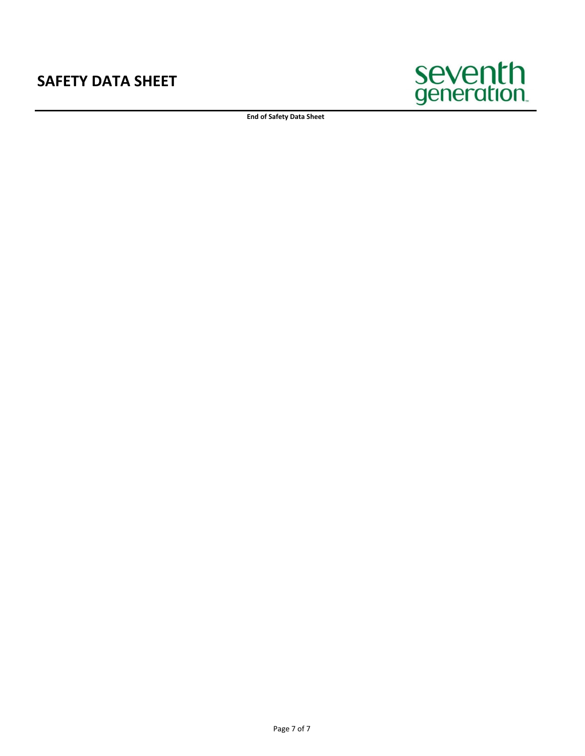**End of Safety Data Sheet**